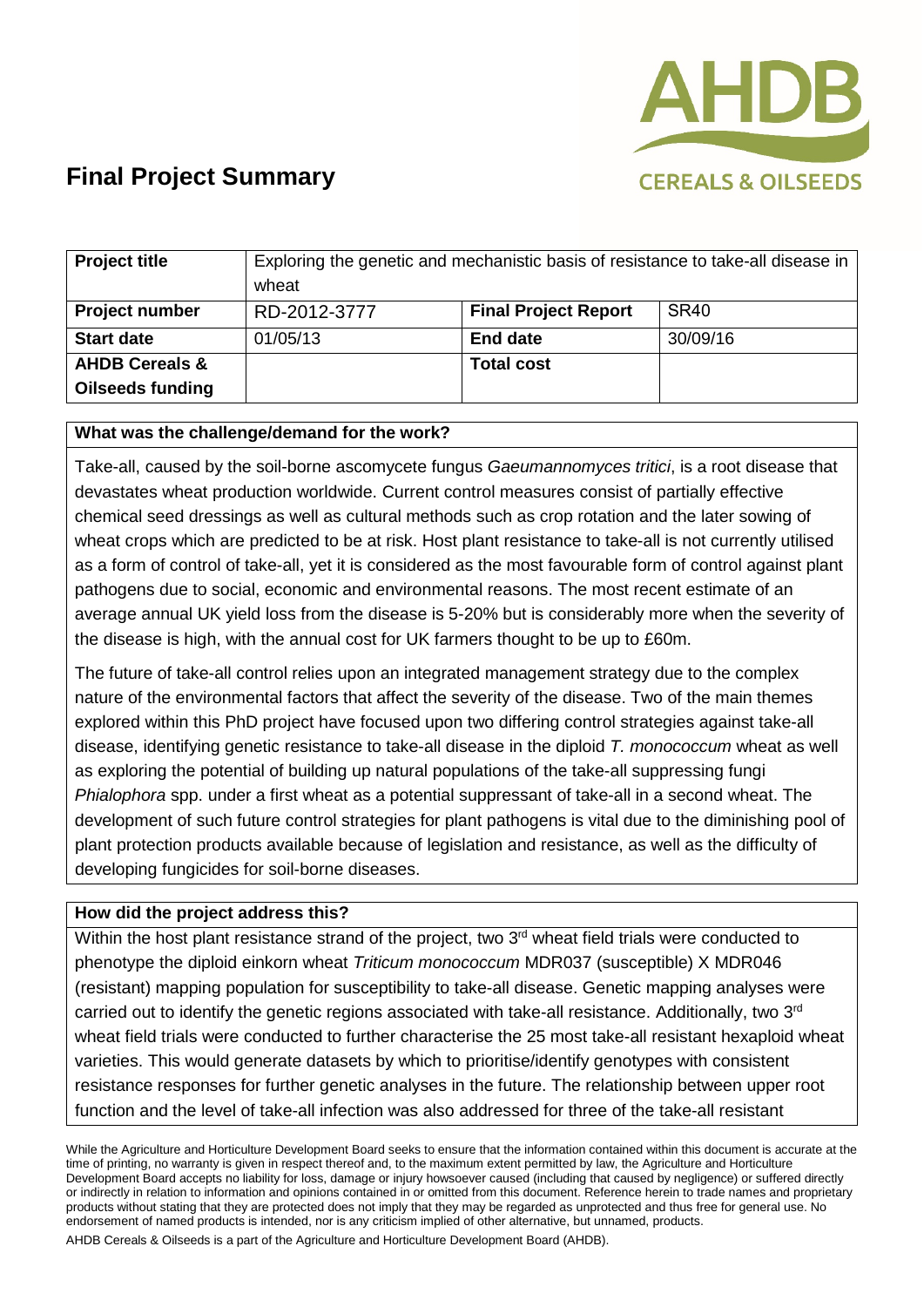# Final Project Summary

| Project title | Exploring the genetic and mechanistic basis of resistance to take-all disease in wheat | | |
|---|---|---|---|
| **Project number** | RD-2012-3777 | **Final Project Report** | SR40 |
| **Start date** | 01/05/13 | **End date** | 30/09/16 |
| **AHDB Cereals & Oilseeds funding** | | **Total cost** | |

## What was the challenge/demand for the work?

Take-all, caused by the soil-borne ascomycete fungus *Gaeumannomyces tritici*, is a root disease that devastates wheat production worldwide. Current control measures consist of partially effective chemical seed dressings as well as cultural methods such as crop rotation and the later sowing of wheat crops which are predicted to be at risk. Host plant resistance to take-all is not currently utilised as a form of control of take-all, yet it is considered as the most favourable form of control against plant pathogens due to social, economic and environmental reasons. The most recent estimate of an average annual UK yield loss from the disease is 5-20% but is considerably more when the severity of the disease is high, with the annual cost for UK farmers thought to be up to £60m.

The future of take-all control relies upon an integrated management strategy due to the complex nature of the environmental factors that affect the severity of the disease. Two of the main themes explored within this PhD project have focused upon two differing control strategies against take-all disease, identifying genetic resistance to take-all disease in the diploid *T. monococcum* wheat as well as exploring the potential of building up natural populations of the take-all suppressing fungi *Phialophora* spp. under a first wheat as a potential suppressant of take-all in a second wheat. The development of such future control strategies for plant pathogens is vital due to the diminishing pool of plant protection products available because of legislation and resistance, as well as the difficulty of developing fungicides for soil-borne diseases.

## How did the project address this?

Within the host plant resistance strand of the project, two 3rd wheat field trials were conducted to phenotype the diploid einkorn wheat *Triticum monococcum* MDR037 (susceptible) X MDR046 (resistant) mapping population for susceptibility to take-all disease. Genetic mapping analyses were carried out to identify the genetic regions associated with take-all resistance. Additionally, two 3rd wheat field trials were conducted to further characterise the 25 most take-all resistant hexaploid wheat varieties. This would generate datasets by which to prioritise/identify genotypes with consistent resistance responses for further genetic analyses in the future. The relationship between upper root function and the level of take-all infection was also addressed for three of the take-all resistant

While the Agriculture and Horticulture Development Board seeks to ensure that the information contained within this document is accurate at the time of printing, no warranty is given in respect thereof and, to the maximum extent permitted by law, the Agriculture and Horticulture Development Board accepts no liability for loss, damage or injury howsoever caused (including that caused by negligence) or suffered directly or indirectly in relation to information and opinions contained in or omitted from this document. Reference herein to trade names and proprietary products without stating that they are protected does not imply that they may be regarded as unprotected and thus free for general use. No endorsement of named products is intended, nor is any criticism implied of other alternative, but unnamed, products.

AHDB Cereals & Oilseeds is a part of the Agriculture and Horticulture Development Board (AHDB).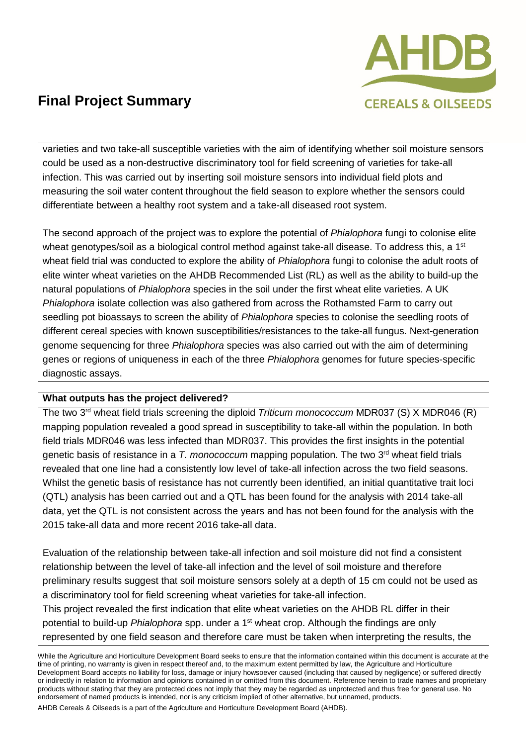varieties and two take-all susceptible varieties with the aim of identifying whether soil moisture sensors could be used as a non-destructive discriminatory tool for field screening of varieties for take-all infection. This was carried out by inserting soil moisture sensors into individual field plots and measuring the soil water content throughout the field season to explore whether the sensors could differentiate between a healthy root system and a take-all diseased root system.

The second approach of the project was to explore the potential of *Phialophora* fungi to colonise elite wheat genotypes/soil as a biological control method against take-all disease. To address this, a 1st wheat field trial was conducted to explore the ability of *Phialophora* fungi to colonise the adult roots of elite winter wheat varieties on the AHDB Recommended List (RL) as well as the ability to build-up the natural populations of *Phialophora* species in the soil under the first wheat elite varieties. A UK *Phialophora* isolate collection was also gathered from across the Rothamsted Farm to carry out seedling pot bioassays to screen the ability of *Phialophora* species to colonise the seedling roots of different cereal species with known susceptibilities/resistances to the take-all fungus. Next-generation genome sequencing for three *Phialophora* species was also carried out with the aim of determining genes or regions of uniqueness in each of the three *Phialophora* genomes for future species-specific diagnostic assays.

**What outputs has the project delivered?**

The two 3rd wheat field trials screening the diploid *Triticum monococcum* MDR037 (S) X MDR046 (R) mapping population revealed a good spread in susceptibility to take-all within the population. In both field trials MDR046 was less infected than MDR037. This provides the first insights in the potential genetic basis of resistance in a *T. monococcum* mapping population. The two 3rd wheat field trials revealed that one line had a consistently low level of take-all infection across the two field seasons. Whilst the genetic basis of resistance has not currently been identified, an initial quantitative trait loci (QTL) analysis has been carried out and a QTL has been found for the analysis with 2014 take-all data, yet the QTL is not consistent across the years and has not been found for the analysis with the 2015 take-all data and more recent 2016 take-all data.

Evaluation of the relationship between take-all infection and soil moisture did not find a consistent relationship between the level of take-all infection and the level of soil moisture and therefore preliminary results suggest that soil moisture sensors solely at a depth of 15 cm could not be used as a discriminatory tool for field screening wheat varieties for take-all infection.

This project revealed the first indication that elite wheat varieties on the AHDB RL differ in their potential to build-up *Phialophora* spp. under a 1st wheat crop. Although the findings are only represented by one field season and therefore care must be taken when interpreting the results, the

While the Agriculture and Horticulture Development Board seeks to ensure that the information contained within this document is accurate at the time of printing, no warranty is given in respect thereof and, to the maximum extent permitted by law, the Agriculture and Horticulture Development Board accepts no liability for loss, damage or injury howsoever caused (including that caused by negligence) or suffered directly or indirectly in relation to information and opinions contained in or omitted from this document. Reference herein to trade names and proprietary products without stating that they are protected does not imply that they may be regarded as unprotected and thus free for general use. No endorsement of named products is intended, nor is any criticism implied of other alternative, but unnamed, products.

AHDB Cereals & Oilseeds is a part of the Agriculture and Horticulture Development Board (AHDB).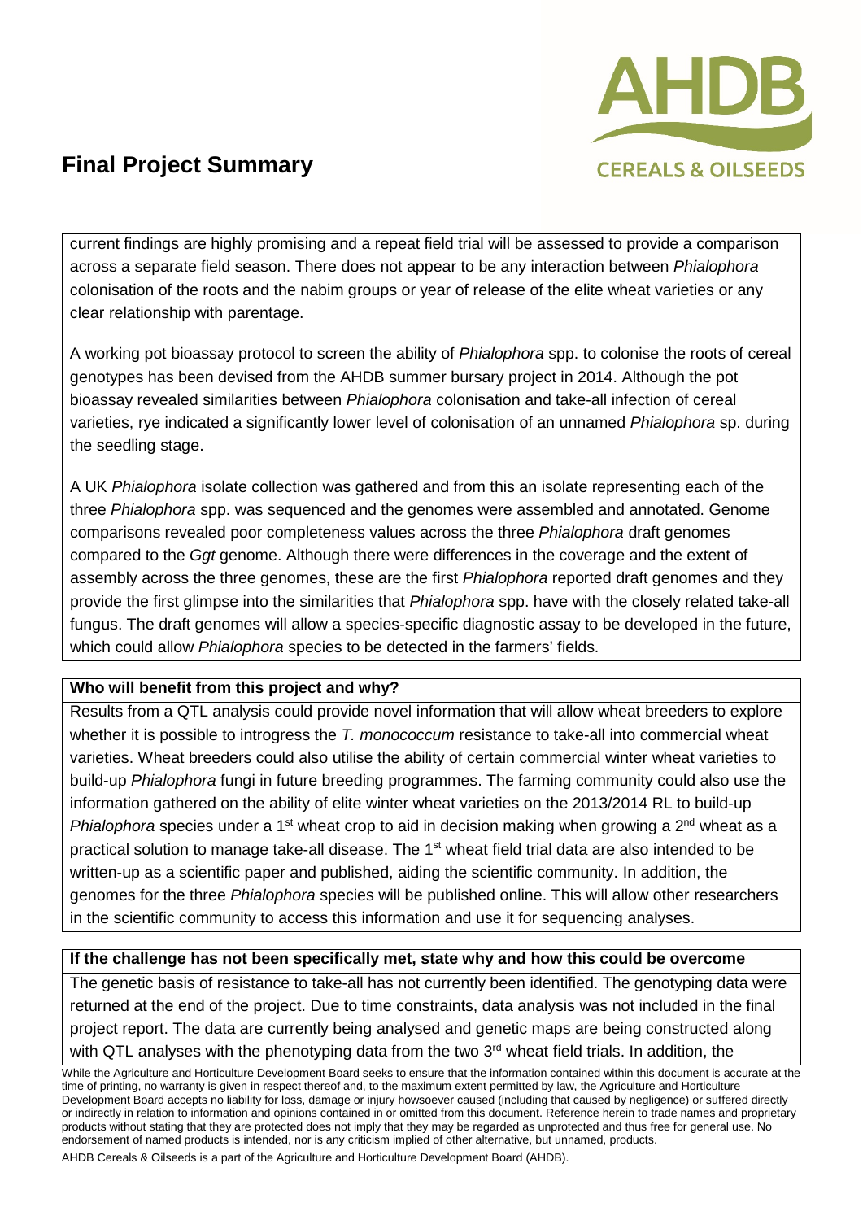current findings are highly promising and a repeat field trial will be assessed to provide a comparison across a separate field season. There does not appear to be any interaction between *Phialophora* colonisation of the roots and the nabim groups or year of release of the elite wheat varieties or any clear relationship with parentage.

A working pot bioassay protocol to screen the ability of *Phialophora* spp. to colonise the roots of cereal genotypes has been devised from the AHDB summer bursary project in 2014. Although the pot bioassay revealed similarities between *Phialophora* colonisation and take-all infection of cereal varieties, rye indicated a significantly lower level of colonisation of an unnamed *Phialophora* sp. during the seedling stage.

A UK *Phialophora* isolate collection was gathered and from this an isolate representing each of the three *Phialophora* spp. was sequenced and the genomes were assembled and annotated. Genome comparisons revealed poor completeness values across the three *Phialophora* draft genomes compared to the *Ggt* genome. Although there were differences in the coverage and the extent of assembly across the three genomes, these are the first *Phialophora* reported draft genomes and they provide the first glimpse into the similarities that *Phialophora* spp. have with the closely related take-all fungus. The draft genomes will allow a species-specific diagnostic assay to be developed in the future, which could allow *Phialophora* species to be detected in the farmers' fields.

**Who will benefit from this project and why?**

Results from a QTL analysis could provide novel information that will allow wheat breeders to explore whether it is possible to introgress the *T. monococcum* resistance to take-all into commercial wheat varieties. Wheat breeders could also utilise the ability of certain commercial winter wheat varieties to build-up *Phialophora* fungi in future breeding programmes. The farming community could also use the information gathered on the ability of elite winter wheat varieties on the 2013/2014 RL to build-up *Phialophora* species under a 1st wheat crop to aid in decision making when growing a 2nd wheat as a practical solution to manage take-all disease. The 1st wheat field trial data are also intended to be written-up as a scientific paper and published, aiding the scientific community. In addition, the genomes for the three *Phialophora* species will be published online. This will allow other researchers in the scientific community to access this information and use it for sequencing analyses.

**If the challenge has not been specifically met, state why and how this could be overcome**

The genetic basis of resistance to take-all has not currently been identified. The genotyping data were returned at the end of the project. Due to time constraints, data analysis was not included in the final project report. The data are currently being analysed and genetic maps are being constructed along with QTL analyses with the phenotyping data from the two 3rd wheat field trials. In addition, the

While the Agriculture and Horticulture Development Board seeks to ensure that the information contained within this document is accurate at the time of printing, no warranty is given in respect thereof and, to the maximum extent permitted by law, the Agriculture and Horticulture Development Board accepts no liability for loss, damage or injury howsoever caused (including that caused by negligence) or suffered directly or indirectly in relation to information and opinions contained in or omitted from this document. Reference herein to trade names and proprietary products without stating that they are protected does not imply that they may be regarded as unprotected and thus free for general use. No endorsement of named products is intended, nor is any criticism implied of other alternative, but unnamed, products.

AHDB Cereals & Oilseeds is a part of the Agriculture and Horticulture Development Board (AHDB).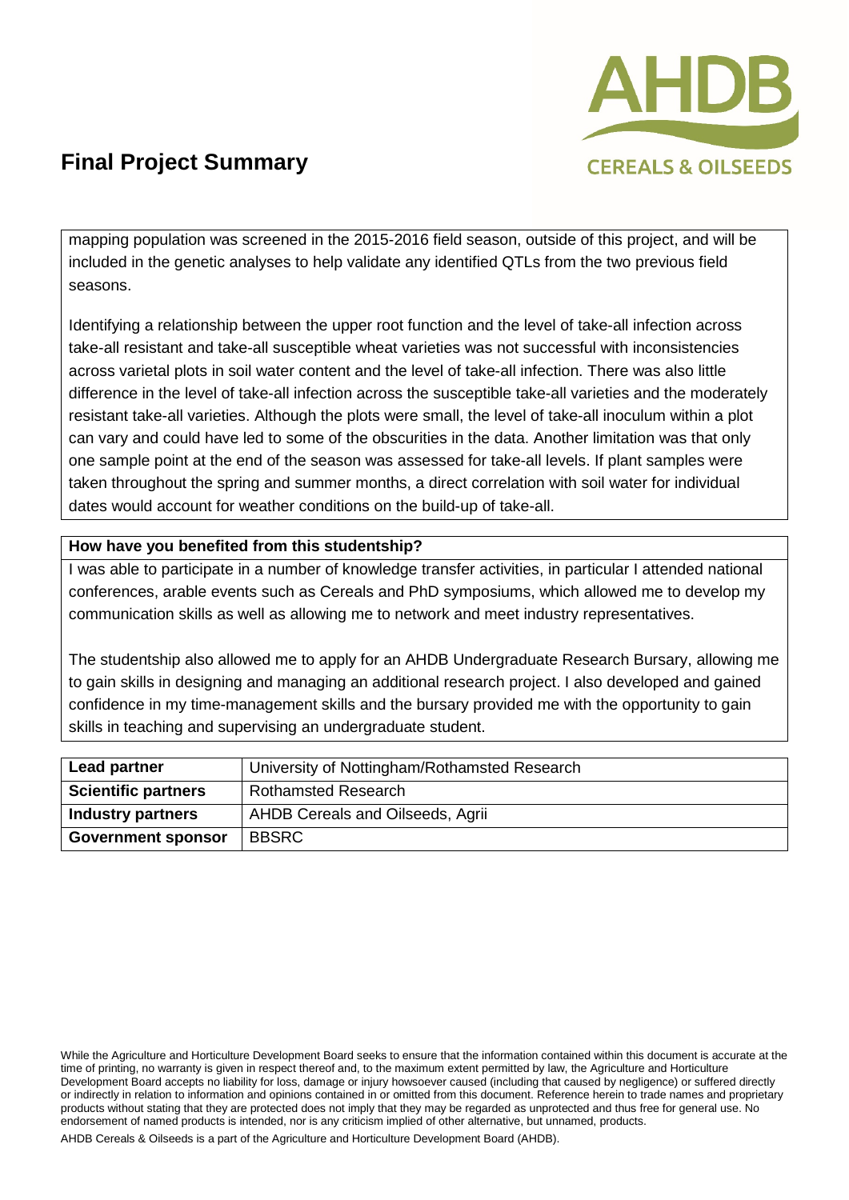mapping population was screened in the 2015-2016 field season, outside of this project, and will be included in the genetic analyses to help validate any identified QTLs from the two previous field seasons.

Identifying a relationship between the upper root function and the level of take-all infection across take-all resistant and take-all susceptible wheat varieties was not successful with inconsistencies across varietal plots in soil water content and the level of take-all infection. There was also little difference in the level of take-all infection across the susceptible take-all varieties and the moderately resistant take-all varieties. Although the plots were small, the level of take-all inoculum within a plot can vary and could have led to some of the obscurities in the data. Another limitation was that only one sample point at the end of the season was assessed for take-all levels. If plant samples were taken throughout the spring and summer months, a direct correlation with soil water for individual dates would account for weather conditions on the build-up of take-all.

**How have you benefited from this studentship?**

I was able to participate in a number of knowledge transfer activities, in particular I attended national conferences, arable events such as Cereals and PhD symposiums, which allowed me to develop my communication skills as well as allowing me to network and meet industry representatives.

The studentship also allowed me to apply for an AHDB Undergraduate Research Bursary, allowing me to gain skills in designing and managing an additional research project. I also developed and gained confidence in my time-management skills and the bursary provided me with the opportunity to gain skills in teaching and supervising an undergraduate student.

| | |
|---|---|
| **Lead partner** | University of Nottingham/Rothamsted Research |
| **Scientific partners** | Rothamsted Research |
| **Industry partners** | AHDB Cereals and Oilseeds, Agrii |
| **Government sponsor** | BBSRC |

While the Agriculture and Horticulture Development Board seeks to ensure that the information contained within this document is accurate at the time of printing, no warranty is given in respect thereof and, to the maximum extent permitted by law, the Agriculture and Horticulture Development Board accepts no liability for loss, damage or injury howsoever caused (including that caused by negligence) or suffered directly or indirectly in relation to information and opinions contained in or omitted from this document. Reference herein to trade names and proprietary products without stating that they are protected does not imply that they may be regarded as unprotected and thus free for general use. No endorsement of named products is intended, nor is any criticism implied of other alternative, but unnamed, products.

AHDB Cereals & Oilseeds is a part of the Agriculture and Horticulture Development Board (AHDB).